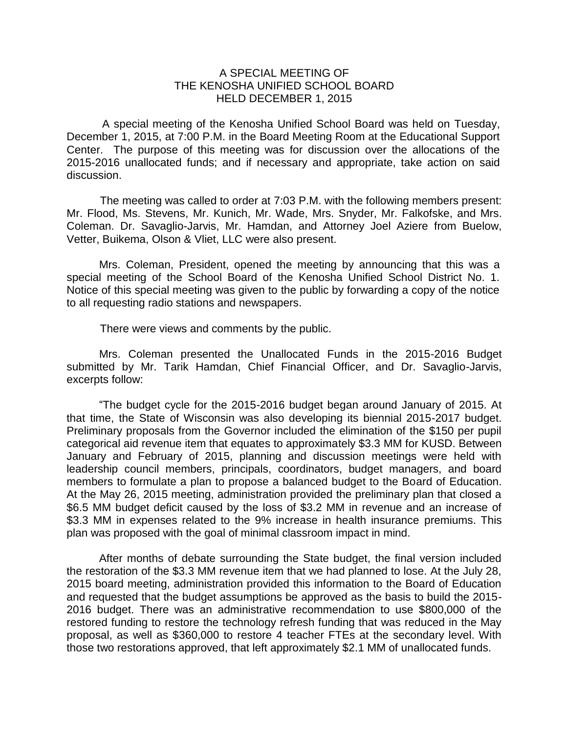# A SPECIAL MEETING OF THE KENOSHA UNIFIED SCHOOL BOARD HELD DECEMBER 1, 2015

A special meeting of the Kenosha Unified School Board was held on Tuesday, December 1, 2015, at 7:00 P.M. in the Board Meeting Room at the Educational Support Center. The purpose of this meeting was for discussion over the allocations of the 2015-2016 unallocated funds; and if necessary and appropriate, take action on said discussion.

The meeting was called to order at 7:03 P.M. with the following members present: Mr. Flood, Ms. Stevens, Mr. Kunich, Mr. Wade, Mrs. Snyder, Mr. Falkofske, and Mrs. Coleman. Dr. Savaglio-Jarvis, Mr. Hamdan, and Attorney Joel Aziere from Buelow, Vetter, Buikema, Olson & Vliet, LLC were also present.

Mrs. Coleman, President, opened the meeting by announcing that this was a special meeting of the School Board of the Kenosha Unified School District No. 1. Notice of this special meeting was given to the public by forwarding a copy of the notice to all requesting radio stations and newspapers.

There were views and comments by the public.

Mrs. Coleman presented the Unallocated Funds in the 2015-2016 Budget submitted by Mr. Tarik Hamdan, Chief Financial Officer, and Dr. Savaglio-Jarvis, excerpts follow:

"The budget cycle for the 2015-2016 budget began around January of 2015. At that time, the State of Wisconsin was also developing its biennial 2015-2017 budget. Preliminary proposals from the Governor included the elimination of the $150 per pupil categorical aid revenue item that equates to approximately $3.3 MM for KUSD. Between January and February of 2015, planning and discussion meetings were held with leadership council members, principals, coordinators, budget managers, and board members to formulate a plan to propose a balanced budget to the Board of Education. At the May 26, 2015 meeting, administration provided the preliminary plan that closed a $6.5 MM budget deficit caused by the loss of $3.2 MM in revenue and an increase of $3.3 MM in expenses related to the 9% increase in health insurance premiums. This plan was proposed with the goal of minimal classroom impact in mind.

After months of debate surrounding the State budget, the final version included the restoration of the $3.3 MM revenue item that we had planned to lose. At the July 28, 2015 board meeting, administration provided this information to the Board of Education and requested that the budget assumptions be approved as the basis to build the 2015-2016 budget. There was an administrative recommendation to use $800,000 of the restored funding to restore the technology refresh funding that was reduced in the May proposal, as well as $360,000 to restore 4 teacher FTEs at the secondary level. With those two restorations approved, that left approximately $2.1 MM of unallocated funds.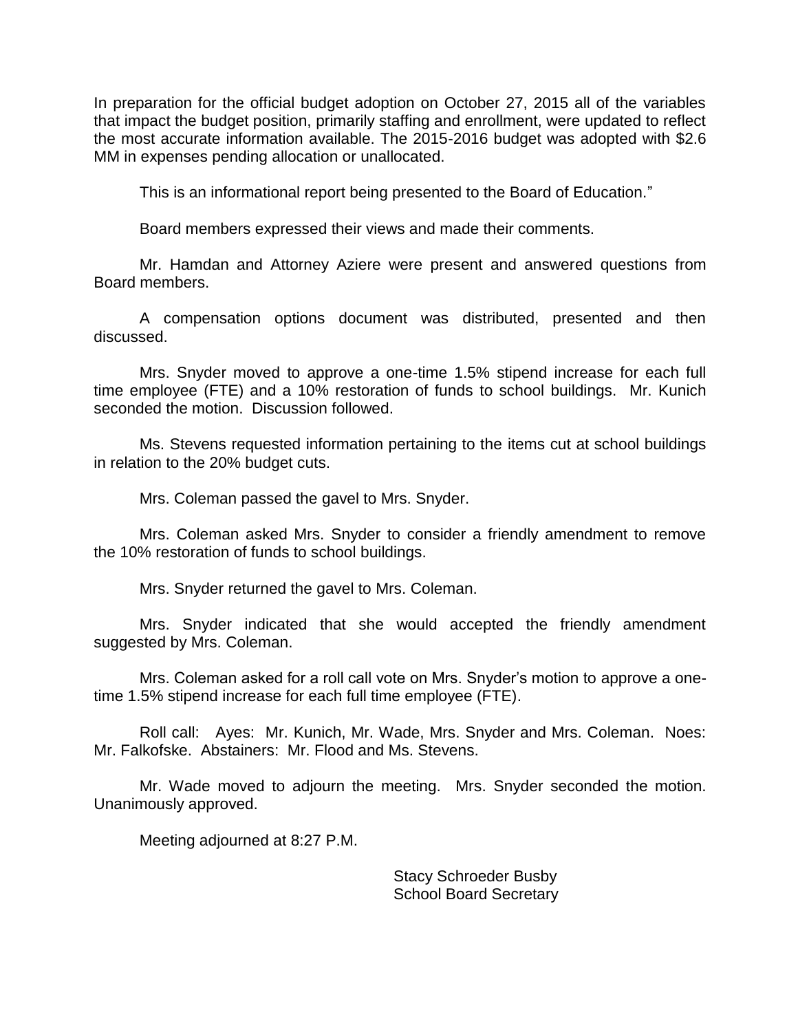In preparation for the official budget adoption on October 27, 2015 all of the variables that impact the budget position, primarily staffing and enrollment, were updated to reflect the most accurate information available. The 2015-2016 budget was adopted with $2.6 MM in expenses pending allocation or unallocated.

This is an informational report being presented to the Board of Education."

Board members expressed their views and made their comments.

Mr. Hamdan and Attorney Aziere were present and answered questions from Board members.

A compensation options document was distributed, presented and then discussed.

Mrs. Snyder moved to approve a one-time 1.5% stipend increase for each full time employee (FTE) and a 10% restoration of funds to school buildings. Mr. Kunich seconded the motion. Discussion followed.

Ms. Stevens requested information pertaining to the items cut at school buildings in relation to the 20% budget cuts.

Mrs. Coleman passed the gavel to Mrs. Snyder.

Mrs. Coleman asked Mrs. Snyder to consider a friendly amendment to remove the 10% restoration of funds to school buildings.

Mrs. Snyder returned the gavel to Mrs. Coleman.

Mrs. Snyder indicated that she would accepted the friendly amendment suggested by Mrs. Coleman.

Mrs. Coleman asked for a roll call vote on Mrs. Snyder's motion to approve a one-time 1.5% stipend increase for each full time employee (FTE).

Roll call: Ayes: Mr. Kunich, Mr. Wade, Mrs. Snyder and Mrs. Coleman. Noes: Mr. Falkofske. Abstainers: Mr. Flood and Ms. Stevens.

Mr. Wade moved to adjourn the meeting. Mrs. Snyder seconded the motion. Unanimously approved.

Meeting adjourned at 8:27 P.M.

Stacy Schroeder Busby
School Board Secretary